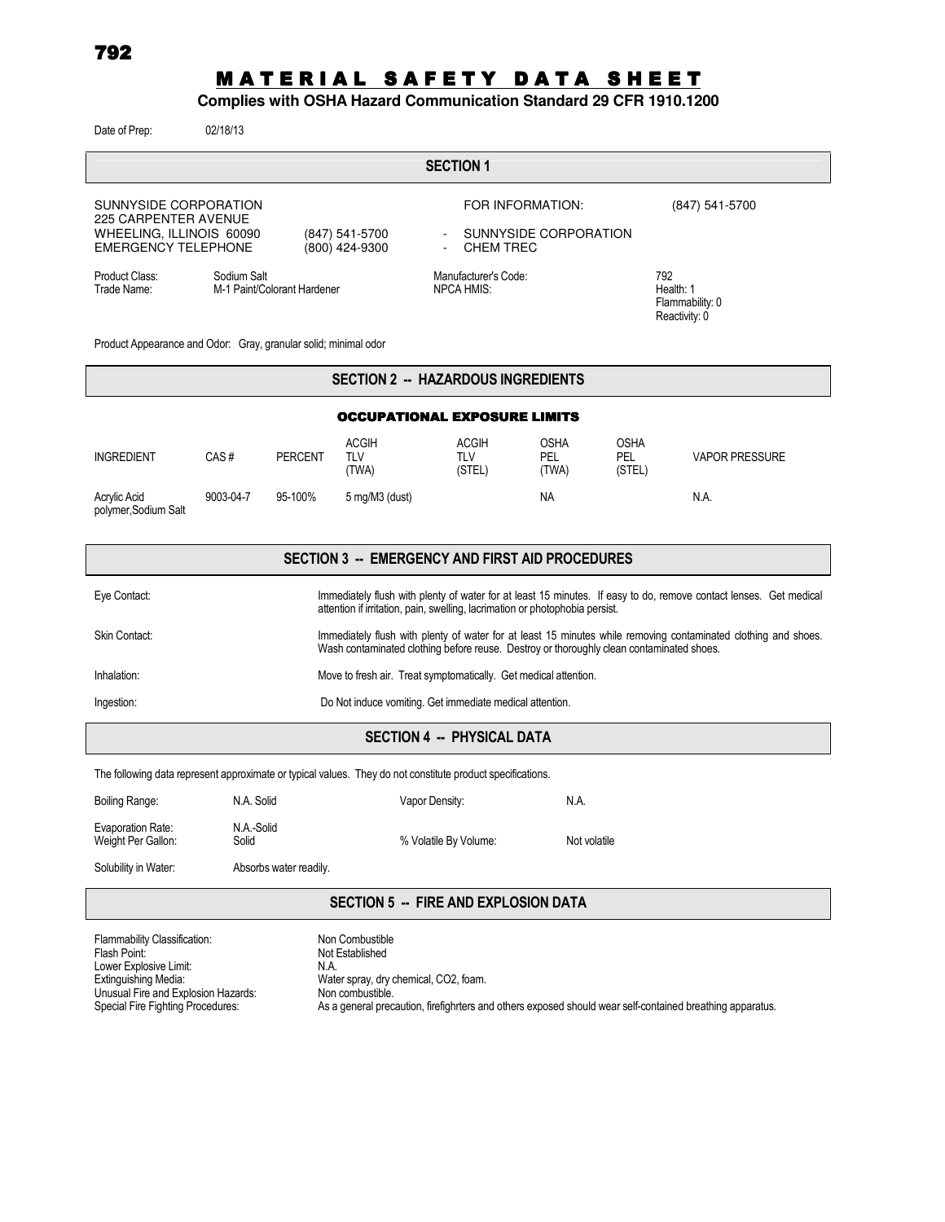792

# MATERIAL SAFETY DATA SHEET

**Complies with OSHA Hazard Communication Standard 29 CFR 1910.1200**

Date of Prep: 02/18/13

## SECTION 1

SUNNYSIDE CORPORATION
225 CARPENTER AVENUE
WHEELING, ILLINOIS 60090 (847) 541-5700
EMERGENCY TELEPHONE (800) 424-9300

FOR INFORMATION: (847) 541-5700
- SUNNYSIDE CORPORATION
- CHEM TREC

Product Class: Sodium Salt
Trade Name: M-1 Paint/Colorant Hardener

Manufacturer's Code: 792
NPCA HMIS: Health: 1, Flammability: 0, Reactivity: 0

Product Appearance and Odor: Gray, granular solid; minimal odor

## SECTION 2 -- HAZARDOUS INGREDIENTS

### OCCUPATIONAL EXPOSURE LIMITS

| INGREDIENT | CAS # | PERCENT | ACGIH TLV (TWA) | ACGIH TLV (STEL) | OSHA PEL (TWA) | OSHA PEL (STEL) | VAPOR PRESSURE |
|---|---|---|---|---|---|---|---|
| Acrylic Acid polymer,Sodium Salt | 9003-04-7 | 95-100% | 5 mg/M3 (dust) | | NA | | N.A. |

## SECTION 3 -- EMERGENCY AND FIRST AID PROCEDURES

Eye Contact: Immediately flush with plenty of water for at least 15 minutes. If easy to do, remove contact lenses. Get medical attention if irritation, pain, swelling, lacrimation or photophobia persist.

Skin Contact: Immediately flush with plenty of water for at least 15 minutes while removing contaminated clothing and shoes. Wash contaminated clothing before reuse. Destroy or thoroughly clean contaminated shoes.

Inhalation: Move to fresh air. Treat symptomatically. Get medical attention.

Ingestion: Do Not induce vomiting. Get immediate medical attention.

## SECTION 4 -- PHYSICAL DATA

The following data represent approximate or typical values. They do not constitute product specifications.

Boiling Range: N.A. Solid
Vapor Density: N.A.
Evaporation Rate: N.A.-Solid
Weight Per Gallon: Solid
% Volatile By Volume: Not volatile
Solubility in Water: Absorbs water readily.

## SECTION 5 -- FIRE AND EXPLOSION DATA

Flammability Classification: Non Combustible
Flash Point: Not Established
Lower Explosive Limit: N.A.
Extinguishing Media: Water spray, dry chemical, CO2, foam.
Unusual Fire and Explosion Hazards: Non combustible.
Special Fire Fighting Procedures: As a general precaution, firefighrters and others exposed should wear self-contained breathing apparatus.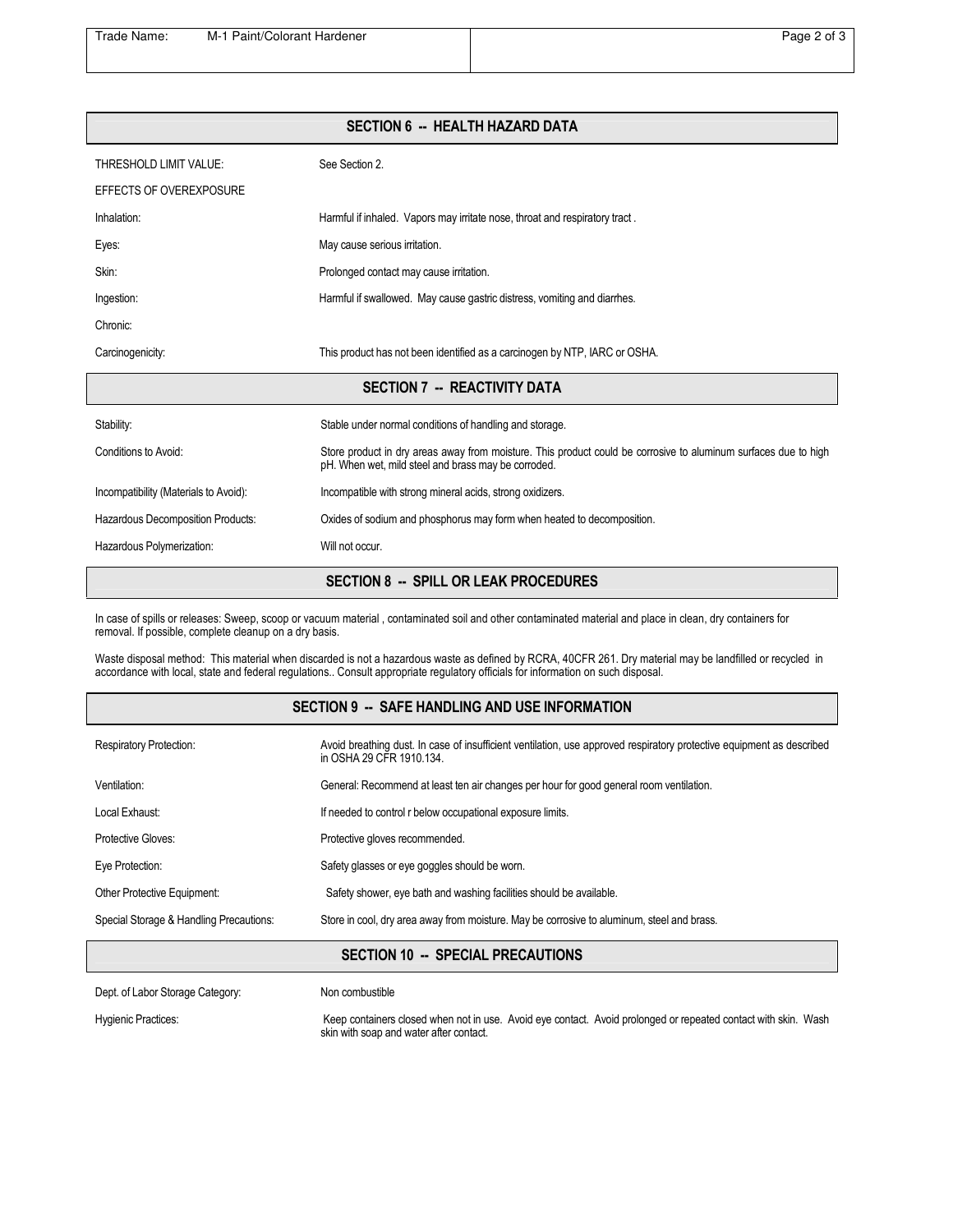## SECTION 6 -- HEALTH HAZARD DATA

| | |
|---|---|
| THRESHOLD LIMIT VALUE: | See Section 2. |
| EFFECTS OF OVEREXPOSURE | |
| Inhalation: | Harmful if inhaled. Vapors may irritate nose, throat and respiratory tract . |
| Eyes: | May cause serious irritation. |
| Skin: | Prolonged contact may cause irritation. |
| Ingestion: | Harmful if swallowed. May cause gastric distress, vomiting and diarrhes. |
| Chronic: | |
| Carcinogenicity: | This product has not been identified as a carcinogen by NTP, IARC or OSHA. |

## SECTION 7 -- REACTIVITY DATA

| | |
|---|---|
| Stability: | Stable under normal conditions of handling and storage. |
| Conditions to Avoid: | Store product in dry areas away from moisture. This product could be corrosive to aluminum surfaces due to high pH. When wet, mild steel and brass may be corroded. |
| Incompatibility (Materials to Avoid): | Incompatible with strong mineral acids, strong oxidizers. |
| Hazardous Decomposition Products: | Oxides of sodium and phosphorus may form when heated to decomposition. |
| Hazardous Polymerization: | Will not occur. |

## SECTION 8 -- SPILL OR LEAK PROCEDURES

In case of spills or releases: Sweep, scoop or vacuum material , contaminated soil and other contaminated material and place in clean, dry containers for removal. If possible, complete cleanup on a dry basis.

Waste disposal method: This material when discarded is not a hazardous waste as defined by RCRA, 40CFR 261. Dry material may be landfilled or recycled in accordance with local, state and federal regulations.. Consult appropriate regulatory officials for information on such disposal.

## SECTION 9 -- SAFE HANDLING AND USE INFORMATION

| | |
|---|---|
| Respiratory Protection: | Avoid breathing dust. In case of insufficient ventilation, use approved respiratory protective equipment as described in OSHA 29 CFR 1910.134. |
| Ventilation: | General: Recommend at least ten air changes per hour for good general room ventilation. |
| Local Exhaust: | If needed to control r below occupational exposure limits. |
| Protective Gloves: | Protective gloves recommended. |
| Eye Protection: | Safety glasses or eye goggles should be worn. |
| Other Protective Equipment: | Safety shower, eye bath and washing facilities should be available. |
| Special Storage & Handling Precautions: | Store in cool, dry area away from moisture. May be corrosive to aluminum, steel and brass. |

## SECTION 10 -- SPECIAL PRECAUTIONS

| | |
|---|---|
| Dept. of Labor Storage Category: | Non combustible |
| Hygienic Practices: | Keep containers closed when not in use. Avoid eye contact. Avoid prolonged or repeated contact with skin. Wash skin with soap and water after contact. |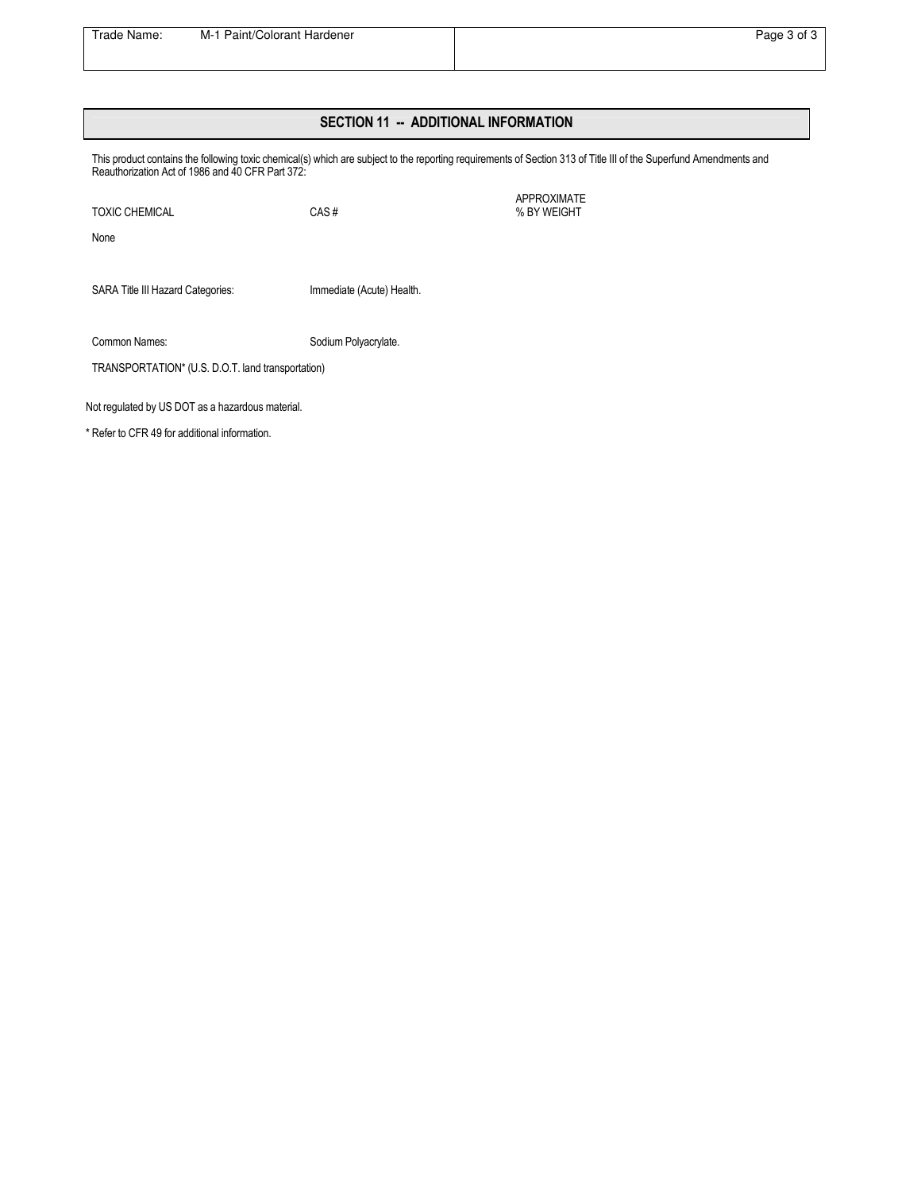## SECTION 11 -- ADDITIONAL INFORMATION

This product contains the following toxic chemical(s) which are subject to the reporting requirements of Section 313 of Title III of the Superfund Amendments and Reauthorization Act of 1986 and 40 CFR Part 372:

| TOXIC CHEMICAL | CAS # | APPROXIMATE % BY WEIGHT |
|---|---|---|
| None | | |

SARA Title III Hazard Categories: Immediate (Acute) Health.

Common Names: Sodium Polyacrylate.

TRANSPORTATION* (U.S. D.O.T. land transportation)

Not regulated by US DOT as a hazardous material.

* Refer to CFR 49 for additional information.